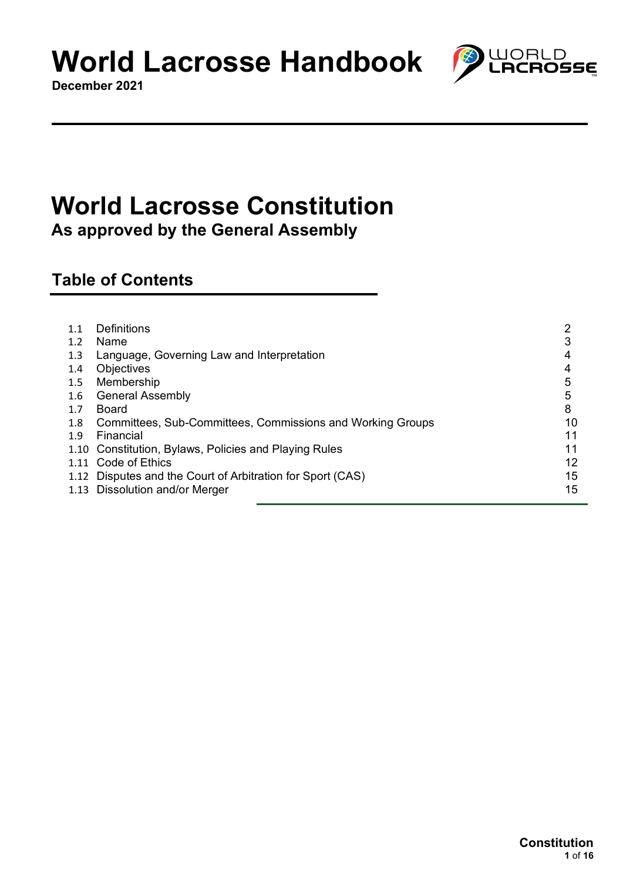# World Lacrosse Handbook

**December 2021**

# World Lacrosse Constitution

## As approved by the General Assembly

### Table of Contents

| | | |
|---|---|---|
| 1.1 | Definitions | 2 |
| 1.2 | Name | 3 |
| 1.3 | Language, Governing Law and Interpretation | 4 |
| 1.4 | Objectives | 4 |
| 1.5 | Membership | 5 |
| 1.6 | General Assembly | 5 |
| 1.7 | Board | 8 |
| 1.8 | Committees, Sub-Committees, Commissions and Working Groups | 10 |
| 1.9 | Financial | 11 |
| 1.10 | Constitution, Bylaws, Policies and Playing Rules | 11 |
| 1.11 | Code of Ethics | 12 |
| 1.12 | Disputes and the Court of Arbitration for Sport (CAS) | 15 |
| 1.13 | Dissolution and/or Merger | 15 |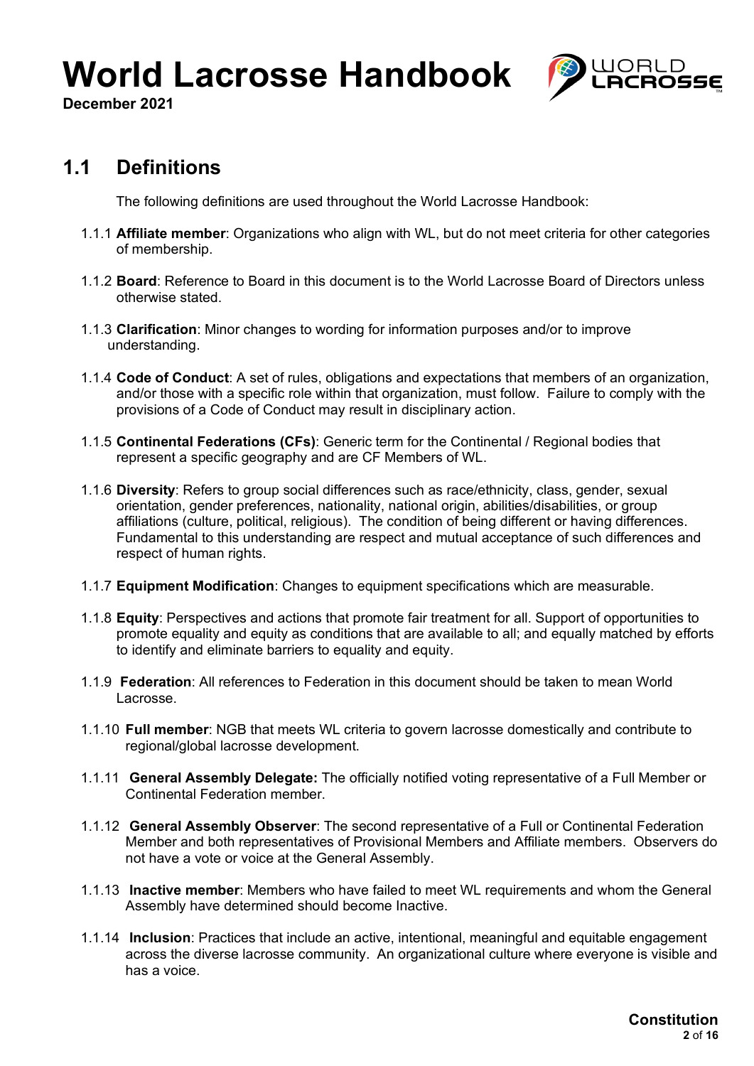## 1.1 Definitions

The following definitions are used throughout the World Lacrosse Handbook:

1.1.1 **Affiliate member**: Organizations who align with WL, but do not meet criteria for other categories of membership.

1.1.2 **Board**: Reference to Board in this document is to the World Lacrosse Board of Directors unless otherwise stated.

1.1.3 **Clarification**: Minor changes to wording for information purposes and/or to improve understanding.

1.1.4 **Code of Conduct**: A set of rules, obligations and expectations that members of an organization, and/or those with a specific role within that organization, must follow. Failure to comply with the provisions of a Code of Conduct may result in disciplinary action.

1.1.5 **Continental Federations (CFs)**: Generic term for the Continental / Regional bodies that represent a specific geography and are CF Members of WL.

1.1.6 **Diversity**: Refers to group social differences such as race/ethnicity, class, gender, sexual orientation, gender preferences, nationality, national origin, abilities/disabilities, or group affiliations (culture, political, religious). The condition of being different or having differences. Fundamental to this understanding are respect and mutual acceptance of such differences and respect of human rights.

1.1.7 **Equipment Modification**: Changes to equipment specifications which are measurable.

1.1.8 **Equity**: Perspectives and actions that promote fair treatment for all. Support of opportunities to promote equality and equity as conditions that are available to all; and equally matched by efforts to identify and eliminate barriers to equality and equity.

1.1.9 **Federation**: All references to Federation in this document should be taken to mean World Lacrosse.

1.1.10 **Full member**: NGB that meets WL criteria to govern lacrosse domestically and contribute to regional/global lacrosse development.

1.1.11 **General Assembly Delegate:** The officially notified voting representative of a Full Member or Continental Federation member.

1.1.12 **General Assembly Observer**: The second representative of a Full or Continental Federation Member and both representatives of Provisional Members and Affiliate members. Observers do not have a vote or voice at the General Assembly.

1.1.13 **Inactive member**: Members who have failed to meet WL requirements and whom the General Assembly have determined should become Inactive.

1.1.14 **Inclusion**: Practices that include an active, intentional, meaningful and equitable engagement across the diverse lacrosse community. An organizational culture where everyone is visible and has a voice.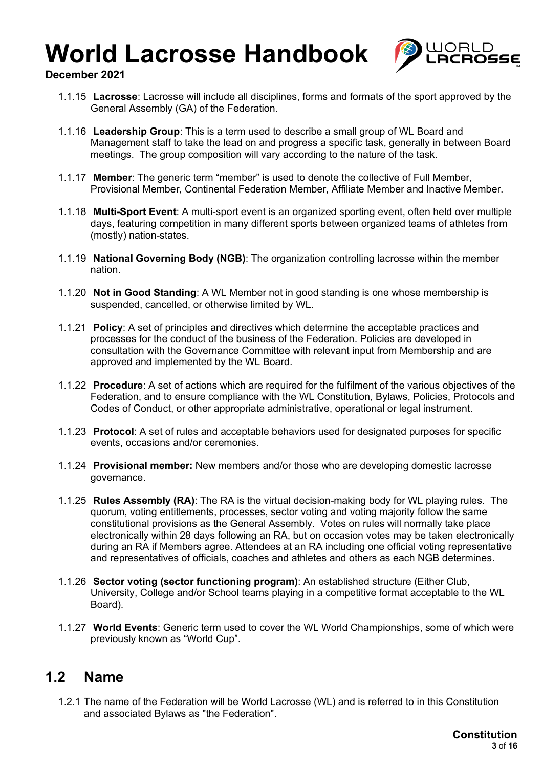1.1.15 **Lacrosse**: Lacrosse will include all disciplines, forms and formats of the sport approved by the General Assembly (GA) of the Federation.

1.1.16 **Leadership Group**: This is a term used to describe a small group of WL Board and Management staff to take the lead on and progress a specific task, generally in between Board meetings. The group composition will vary according to the nature of the task.

1.1.17 **Member**: The generic term "member" is used to denote the collective of Full Member, Provisional Member, Continental Federation Member, Affiliate Member and Inactive Member.

1.1.18 **Multi-Sport Event**: A multi-sport event is an organized sporting event, often held over multiple days, featuring competition in many different sports between organized teams of athletes from (mostly) nation-states.

1.1.19 **National Governing Body (NGB)**: The organization controlling lacrosse within the member nation.

1.1.20 **Not in Good Standing**: A WL Member not in good standing is one whose membership is suspended, cancelled, or otherwise limited by WL.

1.1.21 **Policy**: A set of principles and directives which determine the acceptable practices and processes for the conduct of the business of the Federation. Policies are developed in consultation with the Governance Committee with relevant input from Membership and are approved and implemented by the WL Board.

1.1.22 **Procedure**: A set of actions which are required for the fulfilment of the various objectives of the Federation, and to ensure compliance with the WL Constitution, Bylaws, Policies, Protocols and Codes of Conduct, or other appropriate administrative, operational or legal instrument.

1.1.23 **Protocol**: A set of rules and acceptable behaviors used for designated purposes for specific events, occasions and/or ceremonies.

1.1.24 **Provisional member:** New members and/or those who are developing domestic lacrosse governance.

1.1.25 **Rules Assembly (RA)**: The RA is the virtual decision-making body for WL playing rules. The quorum, voting entitlements, processes, sector voting and voting majority follow the same constitutional provisions as the General Assembly. Votes on rules will normally take place electronically within 28 days following an RA, but on occasion votes may be taken electronically during an RA if Members agree. Attendees at an RA including one official voting representative and representatives of officials, coaches and athletes and others as each NGB determines.

1.1.26 **Sector voting (sector functioning program)**: An established structure (Either Club, University, College and/or School teams playing in a competitive format acceptable to the WL Board).

1.1.27 **World Events**: Generic term used to cover the WL World Championships, some of which were previously known as "World Cup".

## 1.2 Name

1.2.1 The name of the Federation will be World Lacrosse (WL) and is referred to in this Constitution and associated Bylaws as "the Federation".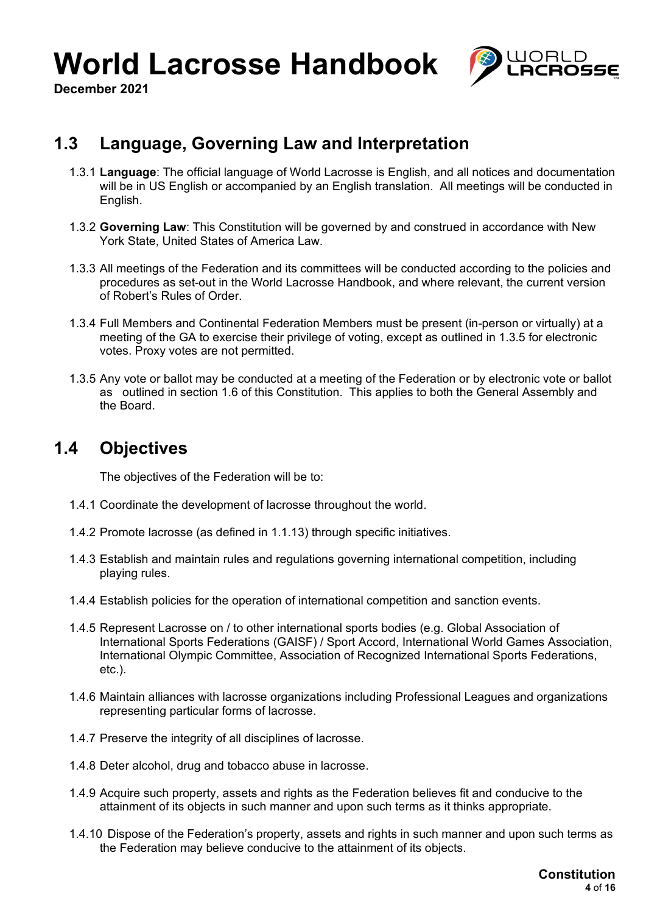## 1.3 Language, Governing Law and Interpretation

1.3.1 **Language**: The official language of World Lacrosse is English, and all notices and documentation will be in US English or accompanied by an English translation. All meetings will be conducted in English.

1.3.2 **Governing Law**: This Constitution will be governed by and construed in accordance with New York State, United States of America Law.

1.3.3 All meetings of the Federation and its committees will be conducted according to the policies and procedures as set-out in the World Lacrosse Handbook, and where relevant, the current version of Robert's Rules of Order.

1.3.4 Full Members and Continental Federation Members must be present (in-person or virtually) at a meeting of the GA to exercise their privilege of voting, except as outlined in 1.3.5 for electronic votes. Proxy votes are not permitted.

1.3.5 Any vote or ballot may be conducted at a meeting of the Federation or by electronic vote or ballot as outlined in section 1.6 of this Constitution. This applies to both the General Assembly and the Board.

## 1.4 Objectives

The objectives of the Federation will be to:

1.4.1 Coordinate the development of lacrosse throughout the world.

1.4.2 Promote lacrosse (as defined in 1.1.13) through specific initiatives.

1.4.3 Establish and maintain rules and regulations governing international competition, including playing rules.

1.4.4 Establish policies for the operation of international competition and sanction events.

1.4.5 Represent Lacrosse on / to other international sports bodies (e.g. Global Association of International Sports Federations (GAISF) / Sport Accord, International World Games Association, International Olympic Committee, Association of Recognized International Sports Federations, etc.).

1.4.6 Maintain alliances with lacrosse organizations including Professional Leagues and organizations representing particular forms of lacrosse.

1.4.7 Preserve the integrity of all disciplines of lacrosse.

1.4.8 Deter alcohol, drug and tobacco abuse in lacrosse.

1.4.9 Acquire such property, assets and rights as the Federation believes fit and conducive to the attainment of its objects in such manner and upon such terms as it thinks appropriate.

1.4.10 Dispose of the Federation's property, assets and rights in such manner and upon such terms as the Federation may believe conducive to the attainment of its objects.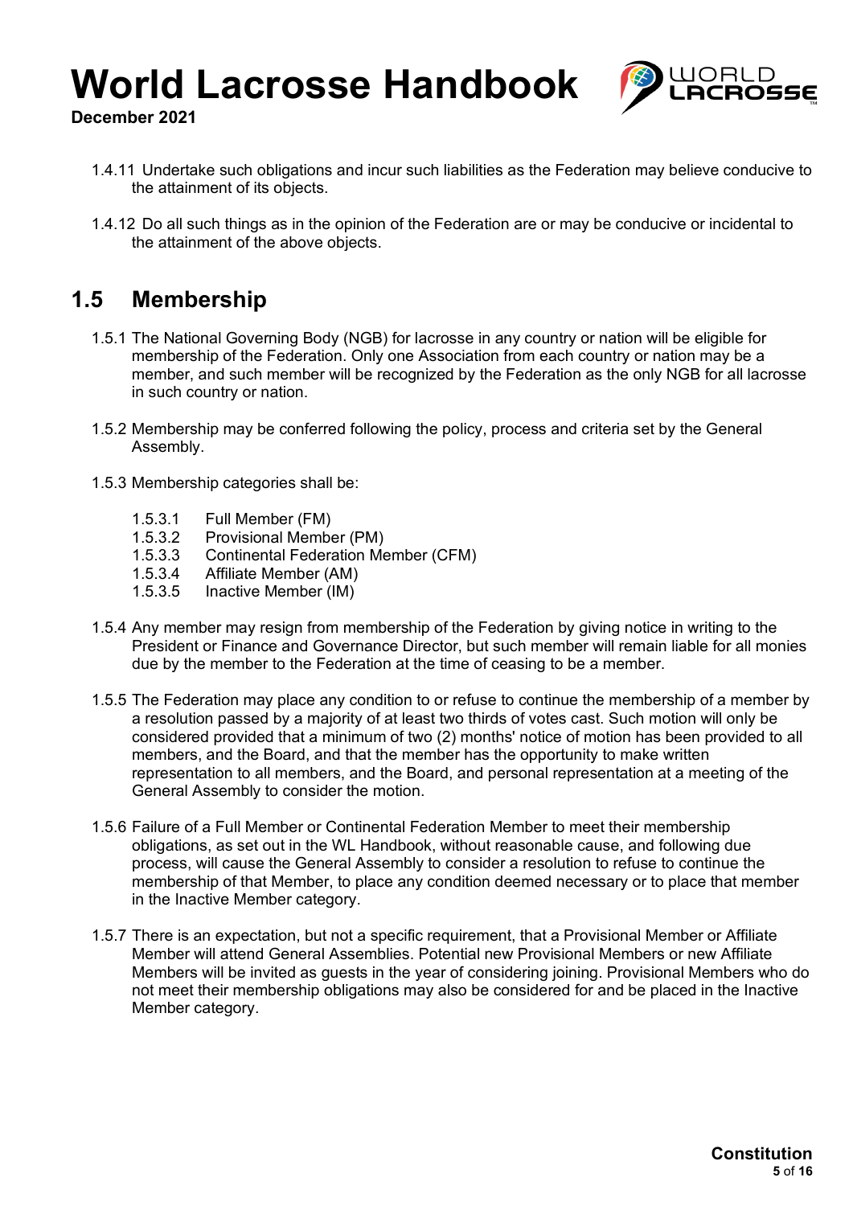1.4.11 Undertake such obligations and incur such liabilities as the Federation may believe conducive to the attainment of its objects.

1.4.12 Do all such things as in the opinion of the Federation are or may be conducive or incidental to the attainment of the above objects.

## 1.5 Membership

1.5.1 The National Governing Body (NGB) for lacrosse in any country or nation will be eligible for membership of the Federation. Only one Association from each country or nation may be a member, and such member will be recognized by the Federation as the only NGB for all lacrosse in such country or nation.

1.5.2 Membership may be conferred following the policy, process and criteria set by the General Assembly.

1.5.3 Membership categories shall be:

- 1.5.3.1 Full Member (FM)
- 1.5.3.2 Provisional Member (PM)
- 1.5.3.3 Continental Federation Member (CFM)
- 1.5.3.4 Affiliate Member (AM)
- 1.5.3.5 Inactive Member (IM)

1.5.4 Any member may resign from membership of the Federation by giving notice in writing to the President or Finance and Governance Director, but such member will remain liable for all monies due by the member to the Federation at the time of ceasing to be a member.

1.5.5 The Federation may place any condition to or refuse to continue the membership of a member by a resolution passed by a majority of at least two thirds of votes cast. Such motion will only be considered provided that a minimum of two (2) months' notice of motion has been provided to all members, and the Board, and that the member has the opportunity to make written representation to all members, and the Board, and personal representation at a meeting of the General Assembly to consider the motion.

1.5.6 Failure of a Full Member or Continental Federation Member to meet their membership obligations, as set out in the WL Handbook, without reasonable cause, and following due process, will cause the General Assembly to consider a resolution to refuse to continue the membership of that Member, to place any condition deemed necessary or to place that member in the Inactive Member category.

1.5.7 There is an expectation, but not a specific requirement, that a Provisional Member or Affiliate Member will attend General Assemblies. Potential new Provisional Members or new Affiliate Members will be invited as guests in the year of considering joining. Provisional Members who do not meet their membership obligations may also be considered for and be placed in the Inactive Member category.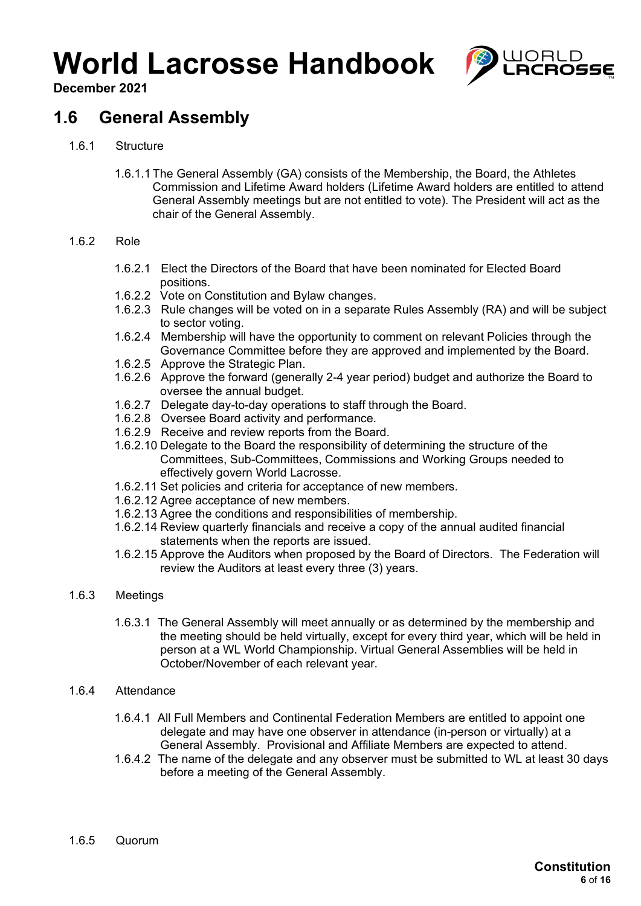## 1.6 General Assembly

1.6.1 Structure

1.6.1.1 The General Assembly (GA) consists of the Membership, the Board, the Athletes Commission and Lifetime Award holders (Lifetime Award holders are entitled to attend General Assembly meetings but are not entitled to vote). The President will act as the chair of the General Assembly.

1.6.2 Role

1.6.2.1 Elect the Directors of the Board that have been nominated for Elected Board positions.
1.6.2.2 Vote on Constitution and Bylaw changes.
1.6.2.3 Rule changes will be voted on in a separate Rules Assembly (RA) and will be subject to sector voting.
1.6.2.4 Membership will have the opportunity to comment on relevant Policies through the Governance Committee before they are approved and implemented by the Board.
1.6.2.5 Approve the Strategic Plan.
1.6.2.6 Approve the forward (generally 2-4 year period) budget and authorize the Board to oversee the annual budget.
1.6.2.7 Delegate day-to-day operations to staff through the Board.
1.6.2.8 Oversee Board activity and performance.
1.6.2.9 Receive and review reports from the Board.
1.6.2.10 Delegate to the Board the responsibility of determining the structure of the Committees, Sub-Committees, Commissions and Working Groups needed to effectively govern World Lacrosse.
1.6.2.11 Set policies and criteria for acceptance of new members.
1.6.2.12 Agree acceptance of new members.
1.6.2.13 Agree the conditions and responsibilities of membership.
1.6.2.14 Review quarterly financials and receive a copy of the annual audited financial statements when the reports are issued.
1.6.2.15 Approve the Auditors when proposed by the Board of Directors. The Federation will review the Auditors at least every three (3) years.

1.6.3 Meetings

1.6.3.1 The General Assembly will meet annually or as determined by the membership and the meeting should be held virtually, except for every third year, which will be held in person at a WL World Championship. Virtual General Assemblies will be held in October/November of each relevant year.

1.6.4 Attendance

1.6.4.1 All Full Members and Continental Federation Members are entitled to appoint one delegate and may have one observer in attendance (in-person or virtually) at a General Assembly. Provisional and Affiliate Members are expected to attend.
1.6.4.2 The name of the delegate and any observer must be submitted to WL at least 30 days before a meeting of the General Assembly.

1.6.5 Quorum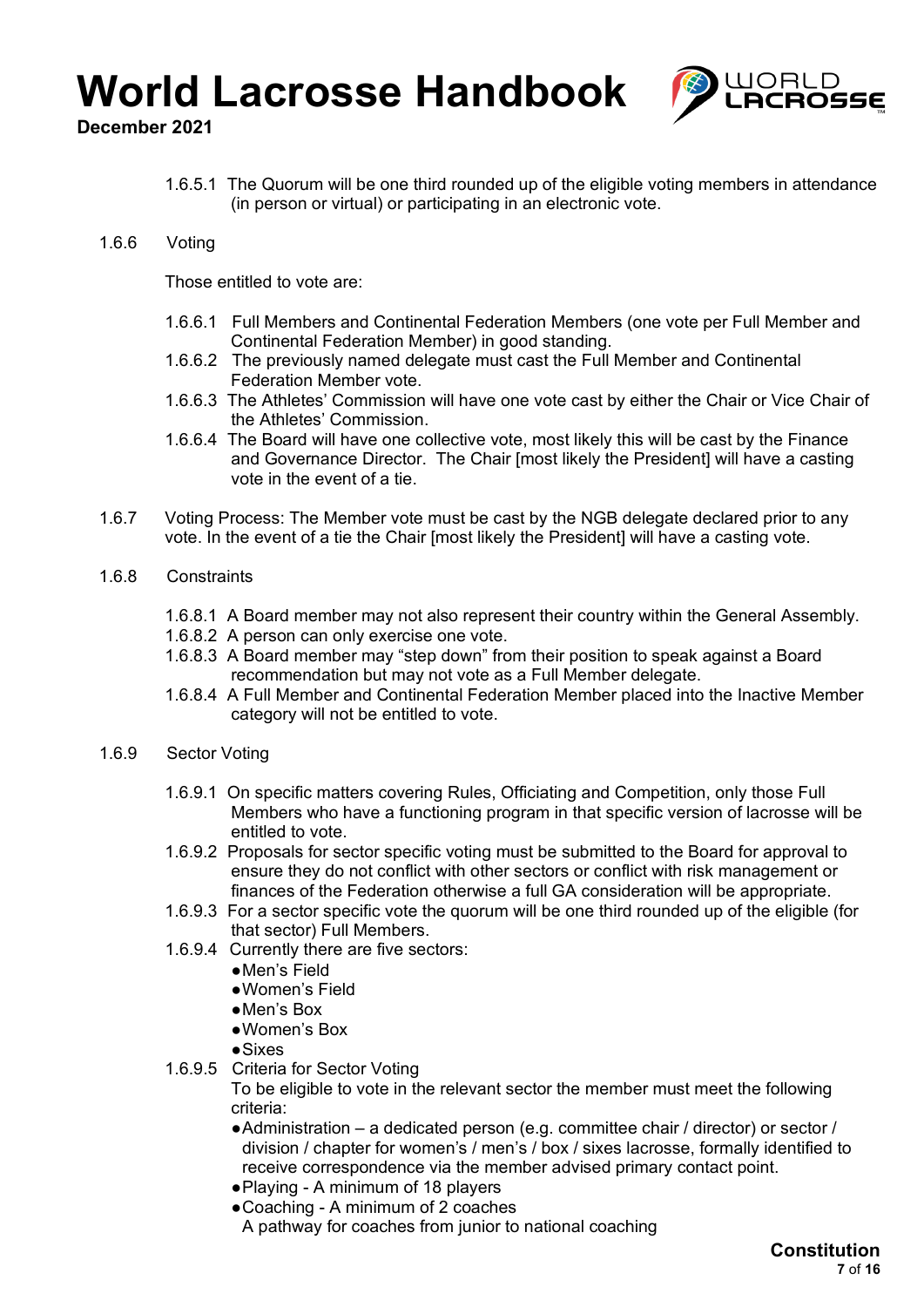1.6.5.1 The Quorum will be one third rounded up of the eligible voting members in attendance (in person or virtual) or participating in an electronic vote.

1.6.6 Voting

Those entitled to vote are:

1.6.6.1 Full Members and Continental Federation Members (one vote per Full Member and Continental Federation Member) in good standing.
1.6.6.2 The previously named delegate must cast the Full Member and Continental Federation Member vote.
1.6.6.3 The Athletes' Commission will have one vote cast by either the Chair or Vice Chair of the Athletes' Commission.
1.6.6.4 The Board will have one collective vote, most likely this will be cast by the Finance and Governance Director. The Chair [most likely the President] will have a casting vote in the event of a tie.

1.6.7 Voting Process: The Member vote must be cast by the NGB delegate declared prior to any vote. In the event of a tie the Chair [most likely the President] will have a casting vote.

1.6.8 Constraints

1.6.8.1 A Board member may not also represent their country within the General Assembly.
1.6.8.2 A person can only exercise one vote.
1.6.8.3 A Board member may "step down" from their position to speak against a Board recommendation but may not vote as a Full Member delegate.
1.6.8.4 A Full Member and Continental Federation Member placed into the Inactive Member category will not be entitled to vote.

1.6.9 Sector Voting

1.6.9.1 On specific matters covering Rules, Officiating and Competition, only those Full Members who have a functioning program in that specific version of lacrosse will be entitled to vote.
1.6.9.2 Proposals for sector specific voting must be submitted to the Board for approval to ensure they do not conflict with other sectors or conflict with risk management or finances of the Federation otherwise a full GA consideration will be appropriate.
1.6.9.3 For a sector specific vote the quorum will be one third rounded up of the eligible (for that sector) Full Members.
1.6.9.4 Currently there are five sectors:
- Men's Field
- Women's Field
- Men's Box
- Women's Box
- Sixes

1.6.9.5 Criteria for Sector Voting
To be eligible to vote in the relevant sector the member must meet the following criteria:
- Administration – a dedicated person (e.g. committee chair / director) or sector / division / chapter for women's / men's / box / sixes lacrosse, formally identified to receive correspondence via the member advised primary contact point.
- Playing - A minimum of 18 players
- Coaching - A minimum of 2 coaches
  A pathway for coaches from junior to national coaching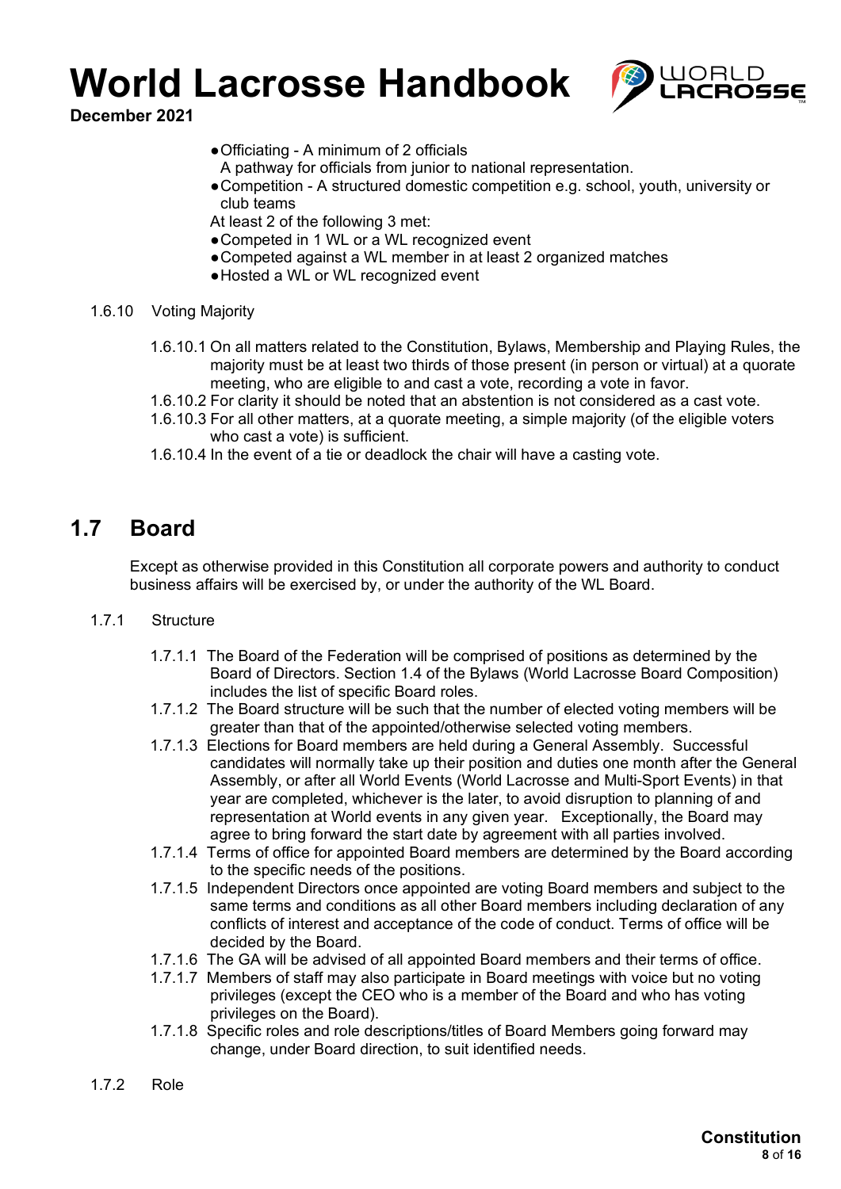- Officiating - A minimum of 2 officials
  A pathway for officials from junior to national representation.
- Competition - A structured domestic competition e.g. school, youth, university or club teams

At least 2 of the following 3 met:

- Competed in 1 WL or a WL recognized event
- Competed against a WL member in at least 2 organized matches
- Hosted a WL or WL recognized event

1.6.10 Voting Majority

1.6.10.1 On all matters related to the Constitution, Bylaws, Membership and Playing Rules, the majority must be at least two thirds of those present (in person or virtual) at a quorate meeting, who are eligible to and cast a vote, recording a vote in favor.

1.6.10.2 For clarity it should be noted that an abstention is not considered as a cast vote.

1.6.10.3 For all other matters, at a quorate meeting, a simple majority (of the eligible voters who cast a vote) is sufficient.

1.6.10.4 In the event of a tie or deadlock the chair will have a casting vote.

## 1.7 Board

Except as otherwise provided in this Constitution all corporate powers and authority to conduct business affairs will be exercised by, or under the authority of the WL Board.

1.7.1 Structure

1.7.1.1 The Board of the Federation will be comprised of positions as determined by the Board of Directors. Section 1.4 of the Bylaws (World Lacrosse Board Composition) includes the list of specific Board roles.

1.7.1.2 The Board structure will be such that the number of elected voting members will be greater than that of the appointed/otherwise selected voting members.

1.7.1.3 Elections for Board members are held during a General Assembly. Successful candidates will normally take up their position and duties one month after the General Assembly, or after all World Events (World Lacrosse and Multi-Sport Events) in that year are completed, whichever is the later, to avoid disruption to planning of and representation at World events in any given year. Exceptionally, the Board may agree to bring forward the start date by agreement with all parties involved.

1.7.1.4 Terms of office for appointed Board members are determined by the Board according to the specific needs of the positions.

1.7.1.5 Independent Directors once appointed are voting Board members and subject to the same terms and conditions as all other Board members including declaration of any conflicts of interest and acceptance of the code of conduct. Terms of office will be decided by the Board.

1.7.1.6 The GA will be advised of all appointed Board members and their terms of office.

1.7.1.7 Members of staff may also participate in Board meetings with voice but no voting privileges (except the CEO who is a member of the Board and who has voting privileges on the Board).

1.7.1.8 Specific roles and role descriptions/titles of Board Members going forward may change, under Board direction, to suit identified needs.

1.7.2 Role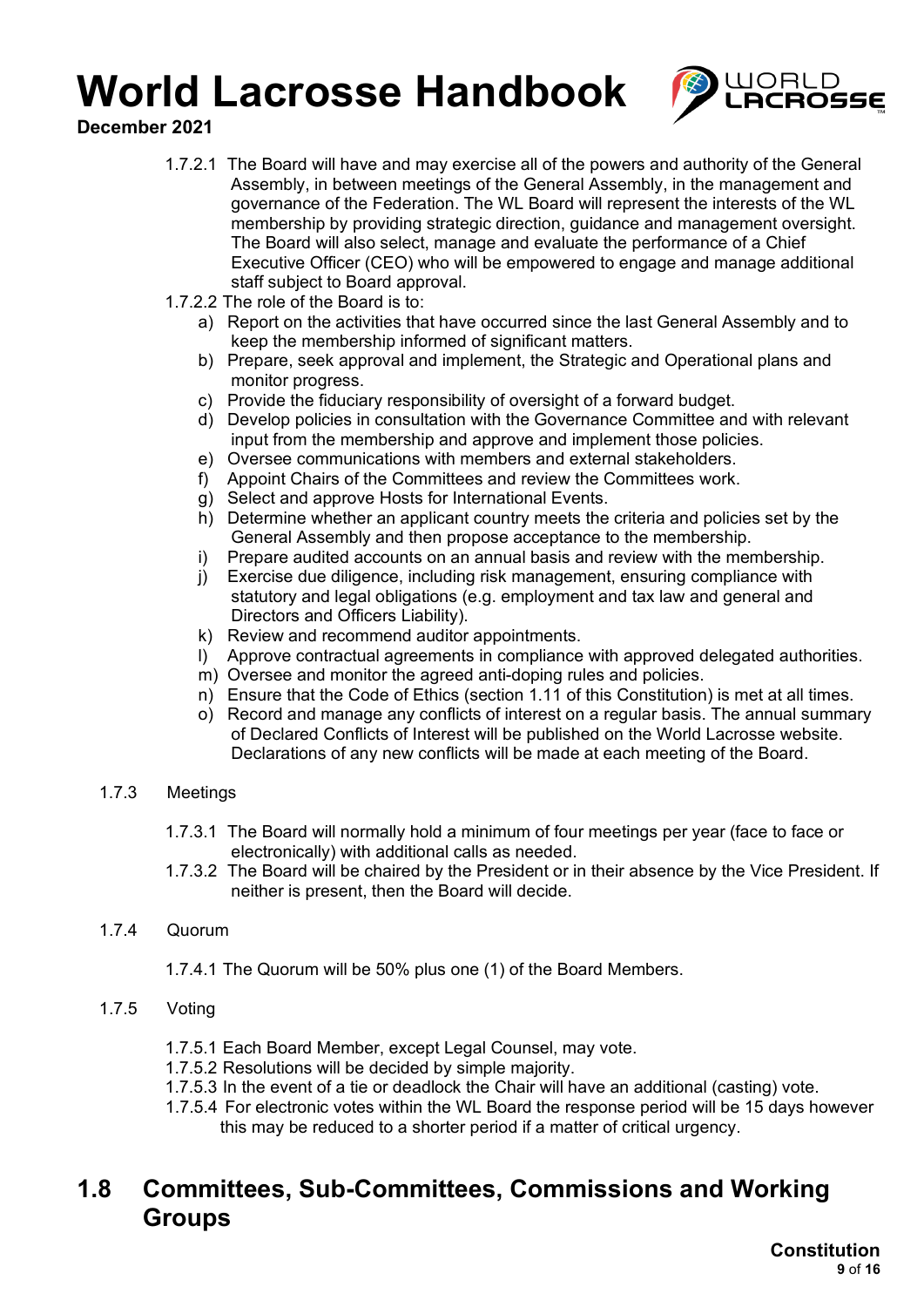1.7.2.1 The Board will have and may exercise all of the powers and authority of the General Assembly, in between meetings of the General Assembly, in the management and governance of the Federation. The WL Board will represent the interests of the WL membership by providing strategic direction, guidance and management oversight. The Board will also select, manage and evaluate the performance of a Chief Executive Officer (CEO) who will be empowered to engage and manage additional staff subject to Board approval.

1.7.2.2 The role of the Board is to:

a) Report on the activities that have occurred since the last General Assembly and to keep the membership informed of significant matters.
b) Prepare, seek approval and implement, the Strategic and Operational plans and monitor progress.
c) Provide the fiduciary responsibility of oversight of a forward budget.
d) Develop policies in consultation with the Governance Committee and with relevant input from the membership and approve and implement those policies.
e) Oversee communications with members and external stakeholders.
f) Appoint Chairs of the Committees and review the Committees work.
g) Select and approve Hosts for International Events.
h) Determine whether an applicant country meets the criteria and policies set by the General Assembly and then propose acceptance to the membership.
i) Prepare audited accounts on an annual basis and review with the membership.
j) Exercise due diligence, including risk management, ensuring compliance with statutory and legal obligations (e.g. employment and tax law and general and Directors and Officers Liability).
k) Review and recommend auditor appointments.
l) Approve contractual agreements in compliance with approved delegated authorities.
m) Oversee and monitor the agreed anti-doping rules and policies.
n) Ensure that the Code of Ethics (section 1.11 of this Constitution) is met at all times.
o) Record and manage any conflicts of interest on a regular basis. The annual summary of Declared Conflicts of Interest will be published on the World Lacrosse website. Declarations of any new conflicts will be made at each meeting of the Board.

### 1.7.3 Meetings

1.7.3.1 The Board will normally hold a minimum of four meetings per year (face to face or electronically) with additional calls as needed.

1.7.3.2 The Board will be chaired by the President or in their absence by the Vice President. If neither is present, then the Board will decide.

### 1.7.4 Quorum

1.7.4.1 The Quorum will be 50% plus one (1) of the Board Members.

### 1.7.5 Voting

1.7.5.1 Each Board Member, except Legal Counsel, may vote.

1.7.5.2 Resolutions will be decided by simple majority.

1.7.5.3 In the event of a tie or deadlock the Chair will have an additional (casting) vote.

1.7.5.4 For electronic votes within the WL Board the response period will be 15 days however this may be reduced to a shorter period if a matter of critical urgency.

## 1.8 Committees, Sub-Committees, Commissions and Working Groups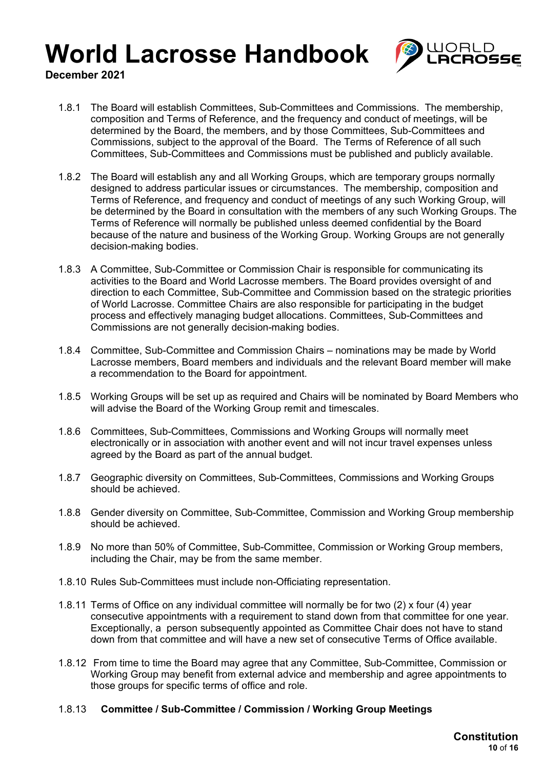1.8.1 The Board will establish Committees, Sub-Committees and Commissions. The membership, composition and Terms of Reference, and the frequency and conduct of meetings, will be determined by the Board, the members, and by those Committees, Sub-Committees and Commissions, subject to the approval of the Board. The Terms of Reference of all such Committees, Sub-Committees and Commissions must be published and publicly available.

1.8.2 The Board will establish any and all Working Groups, which are temporary groups normally designed to address particular issues or circumstances. The membership, composition and Terms of Reference, and frequency and conduct of meetings of any such Working Group, will be determined by the Board in consultation with the members of any such Working Groups. The Terms of Reference will normally be published unless deemed confidential by the Board because of the nature and business of the Working Group. Working Groups are not generally decision-making bodies.

1.8.3 A Committee, Sub-Committee or Commission Chair is responsible for communicating its activities to the Board and World Lacrosse members. The Board provides oversight of and direction to each Committee, Sub-Committee and Commission based on the strategic priorities of World Lacrosse. Committee Chairs are also responsible for participating in the budget process and effectively managing budget allocations. Committees, Sub-Committees and Commissions are not generally decision-making bodies.

1.8.4 Committee, Sub-Committee and Commission Chairs – nominations may be made by World Lacrosse members, Board members and individuals and the relevant Board member will make a recommendation to the Board for appointment.

1.8.5 Working Groups will be set up as required and Chairs will be nominated by Board Members who will advise the Board of the Working Group remit and timescales.

1.8.6 Committees, Sub-Committees, Commissions and Working Groups will normally meet electronically or in association with another event and will not incur travel expenses unless agreed by the Board as part of the annual budget.

1.8.7 Geographic diversity on Committees, Sub-Committees, Commissions and Working Groups should be achieved.

1.8.8 Gender diversity on Committee, Sub-Committee, Commission and Working Group membership should be achieved.

1.8.9 No more than 50% of Committee, Sub-Committee, Commission or Working Group members, including the Chair, may be from the same member.

1.8.10 Rules Sub-Committees must include non-Officiating representation.

1.8.11 Terms of Office on any individual committee will normally be for two (2) x four (4) year consecutive appointments with a requirement to stand down from that committee for one year. Exceptionally, a person subsequently appointed as Committee Chair does not have to stand down from that committee and will have a new set of consecutive Terms of Office available.

1.8.12 From time to time the Board may agree that any Committee, Sub-Committee, Commission or Working Group may benefit from external advice and membership and agree appointments to those groups for specific terms of office and role.

1.8.13 **Committee / Sub-Committee / Commission / Working Group Meetings**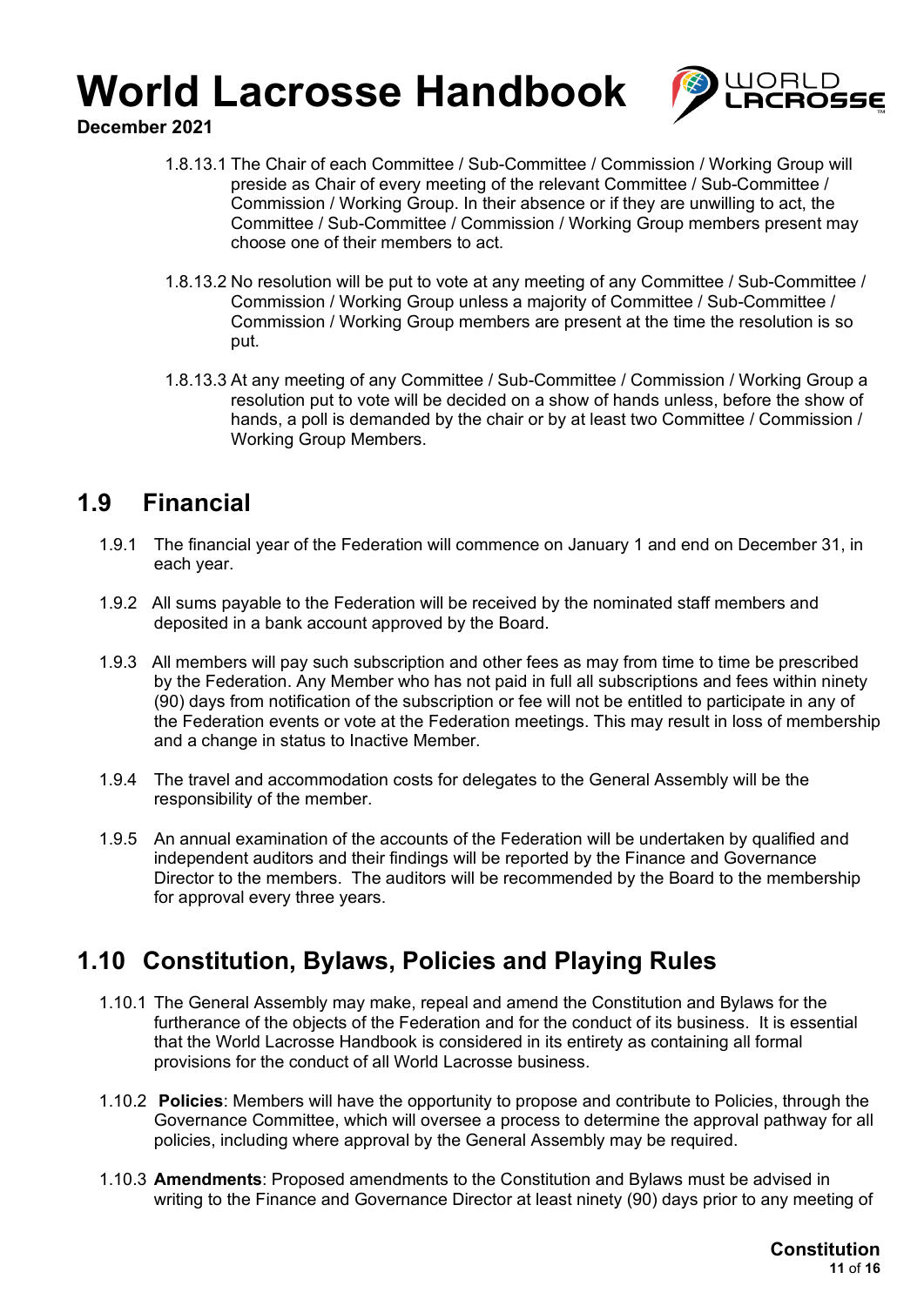1.8.13.1 The Chair of each Committee / Sub-Committee / Commission / Working Group will preside as Chair of every meeting of the relevant Committee / Sub-Committee / Commission / Working Group. In their absence or if they are unwilling to act, the Committee / Sub-Committee / Commission / Working Group members present may choose one of their members to act.

1.8.13.2 No resolution will be put to vote at any meeting of any Committee / Sub-Committee / Commission / Working Group unless a majority of Committee / Sub-Committee / Commission / Working Group members are present at the time the resolution is so put.

1.8.13.3 At any meeting of any Committee / Sub-Committee / Commission / Working Group a resolution put to vote will be decided on a show of hands unless, before the show of hands, a poll is demanded by the chair or by at least two Committee / Commission / Working Group Members.

## 1.9 Financial

1.9.1 The financial year of the Federation will commence on January 1 and end on December 31, in each year.

1.9.2 All sums payable to the Federation will be received by the nominated staff members and deposited in a bank account approved by the Board.

1.9.3 All members will pay such subscription and other fees as may from time to time be prescribed by the Federation. Any Member who has not paid in full all subscriptions and fees within ninety (90) days from notification of the subscription or fee will not be entitled to participate in any of the Federation events or vote at the Federation meetings. This may result in loss of membership and a change in status to Inactive Member.

1.9.4 The travel and accommodation costs for delegates to the General Assembly will be the responsibility of the member.

1.9.5 An annual examination of the accounts of the Federation will be undertaken by qualified and independent auditors and their findings will be reported by the Finance and Governance Director to the members. The auditors will be recommended by the Board to the membership for approval every three years.

## 1.10 Constitution, Bylaws, Policies and Playing Rules

1.10.1 The General Assembly may make, repeal and amend the Constitution and Bylaws for the furtherance of the objects of the Federation and for the conduct of its business. It is essential that the World Lacrosse Handbook is considered in its entirety as containing all formal provisions for the conduct of all World Lacrosse business.

1.10.2 **Policies**: Members will have the opportunity to propose and contribute to Policies, through the Governance Committee, which will oversee a process to determine the approval pathway for all policies, including where approval by the General Assembly may be required.

1.10.3 **Amendments**: Proposed amendments to the Constitution and Bylaws must be advised in writing to the Finance and Governance Director at least ninety (90) days prior to any meeting of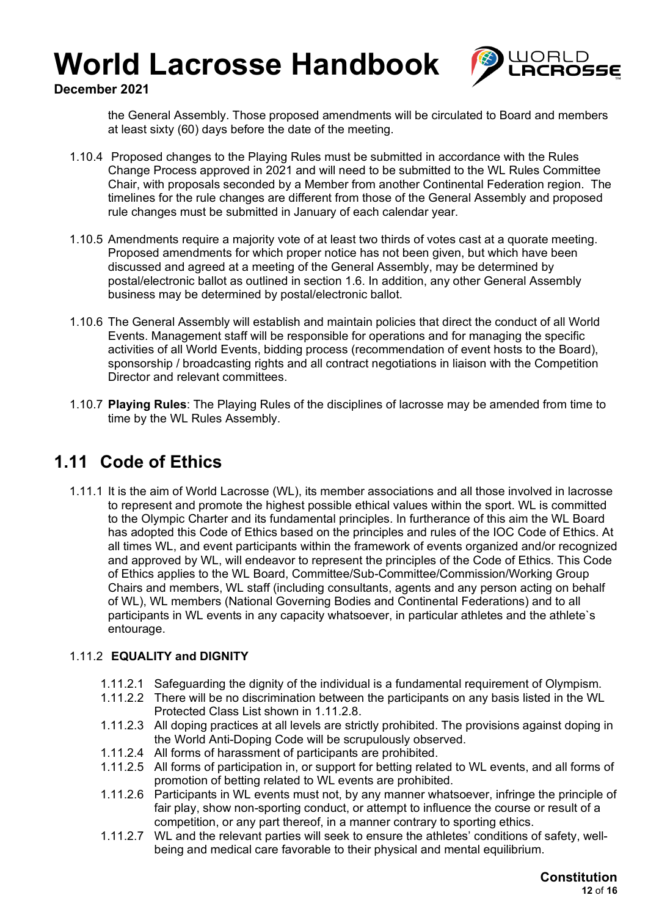the General Assembly. Those proposed amendments will be circulated to Board and members at least sixty (60) days before the date of the meeting.

1.10.4 Proposed changes to the Playing Rules must be submitted in accordance with the Rules Change Process approved in 2021 and will need to be submitted to the WL Rules Committee Chair, with proposals seconded by a Member from another Continental Federation region. The timelines for the rule changes are different from those of the General Assembly and proposed rule changes must be submitted in January of each calendar year.

1.10.5 Amendments require a majority vote of at least two thirds of votes cast at a quorate meeting. Proposed amendments for which proper notice has not been given, but which have been discussed and agreed at a meeting of the General Assembly, may be determined by postal/electronic ballot as outlined in section 1.6. In addition, any other General Assembly business may be determined by postal/electronic ballot.

1.10.6 The General Assembly will establish and maintain policies that direct the conduct of all World Events. Management staff will be responsible for operations and for managing the specific activities of all World Events, bidding process (recommendation of event hosts to the Board), sponsorship / broadcasting rights and all contract negotiations in liaison with the Competition Director and relevant committees.

1.10.7 **Playing Rules**: The Playing Rules of the disciplines of lacrosse may be amended from time to time by the WL Rules Assembly.

## 1.11 Code of Ethics

1.11.1 It is the aim of World Lacrosse (WL), its member associations and all those involved in lacrosse to represent and promote the highest possible ethical values within the sport. WL is committed to the Olympic Charter and its fundamental principles. In furtherance of this aim the WL Board has adopted this Code of Ethics based on the principles and rules of the IOC Code of Ethics. At all times WL, and event participants within the framework of events organized and/or recognized and approved by WL, will endeavor to represent the principles of the Code of Ethics. This Code of Ethics applies to the WL Board, Committee/Sub-Committee/Commission/Working Group Chairs and members, WL staff (including consultants, agents and any person acting on behalf of WL), WL members (National Governing Bodies and Continental Federations) and to all participants in WL events in any capacity whatsoever, in particular athletes and the athlete`s entourage.

1.11.2 **EQUALITY and DIGNITY**

1.11.2.1 Safeguarding the dignity of the individual is a fundamental requirement of Olympism.

1.11.2.2 There will be no discrimination between the participants on any basis listed in the WL Protected Class List shown in 1.11.2.8.

1.11.2.3 All doping practices at all levels are strictly prohibited. The provisions against doping in the World Anti-Doping Code will be scrupulously observed.

1.11.2.4 All forms of harassment of participants are prohibited.

1.11.2.5 All forms of participation in, or support for betting related to WL events, and all forms of promotion of betting related to WL events are prohibited.

1.11.2.6 Participants in WL events must not, by any manner whatsoever, infringe the principle of fair play, show non-sporting conduct, or attempt to influence the course or result of a competition, or any part thereof, in a manner contrary to sporting ethics.

1.11.2.7 WL and the relevant parties will seek to ensure the athletes' conditions of safety, well-being and medical care favorable to their physical and mental equilibrium.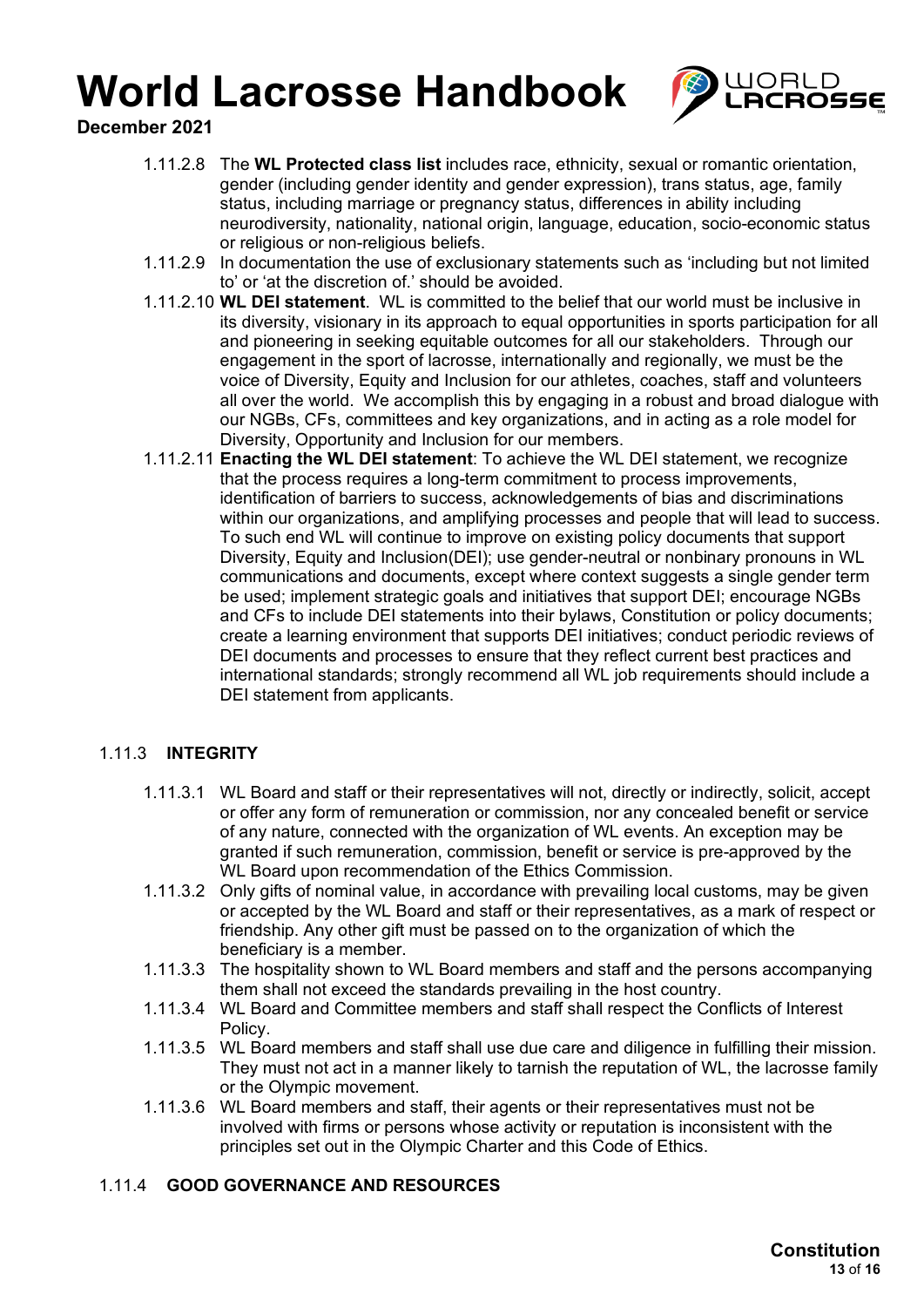1.11.2.8 The **WL Protected class list** includes race, ethnicity, sexual or romantic orientation, gender (including gender identity and gender expression), trans status, age, family status, including marriage or pregnancy status, differences in ability including neurodiversity, nationality, national origin, language, education, socio-economic status or religious or non-religious beliefs.

1.11.2.9 In documentation the use of exclusionary statements such as 'including but not limited to' or 'at the discretion of.' should be avoided.

1.11.2.10 **WL DEI statement**. WL is committed to the belief that our world must be inclusive in its diversity, visionary in its approach to equal opportunities in sports participation for all and pioneering in seeking equitable outcomes for all our stakeholders. Through our engagement in the sport of lacrosse, internationally and regionally, we must be the voice of Diversity, Equity and Inclusion for our athletes, coaches, staff and volunteers all over the world. We accomplish this by engaging in a robust and broad dialogue with our NGBs, CFs, committees and key organizations, and in acting as a role model for Diversity, Opportunity and Inclusion for our members.

1.11.2.11 **Enacting the WL DEI statement**: To achieve the WL DEI statement, we recognize that the process requires a long-term commitment to process improvements, identification of barriers to success, acknowledgements of bias and discriminations within our organizations, and amplifying processes and people that will lead to success. To such end WL will continue to improve on existing policy documents that support Diversity, Equity and Inclusion(DEI); use gender-neutral or nonbinary pronouns in WL communications and documents, except where context suggests a single gender term be used; implement strategic goals and initiatives that support DEI; encourage NGBs and CFs to include DEI statements into their bylaws, Constitution or policy documents; create a learning environment that supports DEI initiatives; conduct periodic reviews of DEI documents and processes to ensure that they reflect current best practices and international standards; strongly recommend all WL job requirements should include a DEI statement from applicants.

### 1.11.3 INTEGRITY

1.11.3.1 WL Board and staff or their representatives will not, directly or indirectly, solicit, accept or offer any form of remuneration or commission, nor any concealed benefit or service of any nature, connected with the organization of WL events. An exception may be granted if such remuneration, commission, benefit or service is pre-approved by the WL Board upon recommendation of the Ethics Commission.

1.11.3.2 Only gifts of nominal value, in accordance with prevailing local customs, may be given or accepted by the WL Board and staff or their representatives, as a mark of respect or friendship. Any other gift must be passed on to the organization of which the beneficiary is a member.

1.11.3.3 The hospitality shown to WL Board members and staff and the persons accompanying them shall not exceed the standards prevailing in the host country.

1.11.3.4 WL Board and Committee members and staff shall respect the Conflicts of Interest Policy.

1.11.3.5 WL Board members and staff shall use due care and diligence in fulfilling their mission. They must not act in a manner likely to tarnish the reputation of WL, the lacrosse family or the Olympic movement.

1.11.3.6 WL Board members and staff, their agents or their representatives must not be involved with firms or persons whose activity or reputation is inconsistent with the principles set out in the Olympic Charter and this Code of Ethics.

### 1.11.4 GOOD GOVERNANCE AND RESOURCES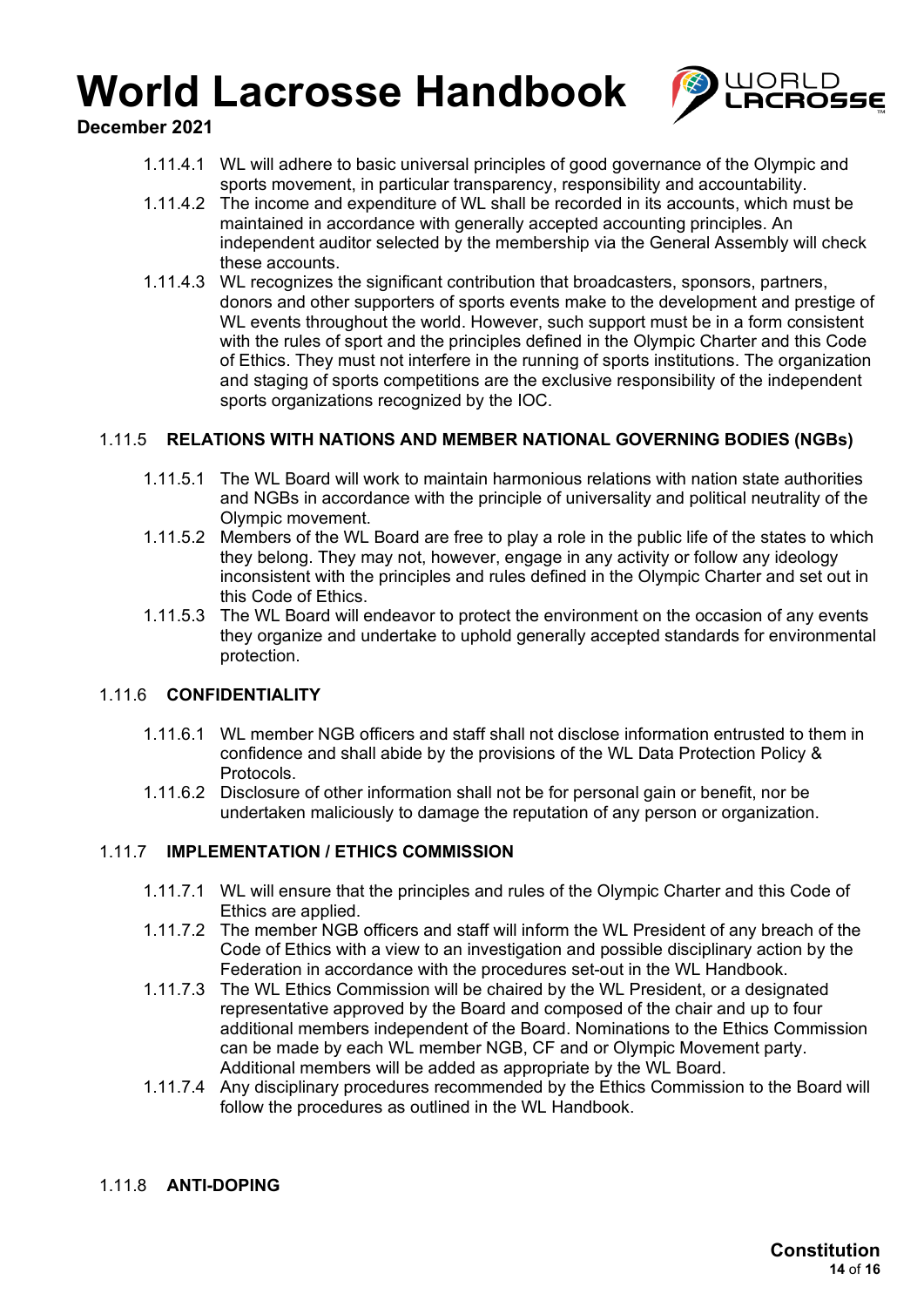1.11.4.1 WL will adhere to basic universal principles of good governance of the Olympic and sports movement, in particular transparency, responsibility and accountability.

1.11.4.2 The income and expenditure of WL shall be recorded in its accounts, which must be maintained in accordance with generally accepted accounting principles. An independent auditor selected by the membership via the General Assembly will check these accounts.

1.11.4.3 WL recognizes the significant contribution that broadcasters, sponsors, partners, donors and other supporters of sports events make to the development and prestige of WL events throughout the world. However, such support must be in a form consistent with the rules of sport and the principles defined in the Olympic Charter and this Code of Ethics. They must not interfere in the running of sports institutions. The organization and staging of sports competitions are the exclusive responsibility of the independent sports organizations recognized by the IOC.

### 1.11.5 RELATIONS WITH NATIONS AND MEMBER NATIONAL GOVERNING BODIES (NGBs)

1.11.5.1 The WL Board will work to maintain harmonious relations with nation state authorities and NGBs in accordance with the principle of universality and political neutrality of the Olympic movement.

1.11.5.2 Members of the WL Board are free to play a role in the public life of the states to which they belong. They may not, however, engage in any activity or follow any ideology inconsistent with the principles and rules defined in the Olympic Charter and set out in this Code of Ethics.

1.11.5.3 The WL Board will endeavor to protect the environment on the occasion of any events they organize and undertake to uphold generally accepted standards for environmental protection.

### 1.11.6 CONFIDENTIALITY

1.11.6.1 WL member NGB officers and staff shall not disclose information entrusted to them in confidence and shall abide by the provisions of the WL Data Protection Policy & Protocols.

1.11.6.2 Disclosure of other information shall not be for personal gain or benefit, nor be undertaken maliciously to damage the reputation of any person or organization.

### 1.11.7 IMPLEMENTATION / ETHICS COMMISSION

1.11.7.1 WL will ensure that the principles and rules of the Olympic Charter and this Code of Ethics are applied.

1.11.7.2 The member NGB officers and staff will inform the WL President of any breach of the Code of Ethics with a view to an investigation and possible disciplinary action by the Federation in accordance with the procedures set-out in the WL Handbook.

1.11.7.3 The WL Ethics Commission will be chaired by the WL President, or a designated representative approved by the Board and composed of the chair and up to four additional members independent of the Board. Nominations to the Ethics Commission can be made by each WL member NGB, CF and or Olympic Movement party. Additional members will be added as appropriate by the WL Board.

1.11.7.4 Any disciplinary procedures recommended by the Ethics Commission to the Board will follow the procedures as outlined in the WL Handbook.

### 1.11.8 ANTI-DOPING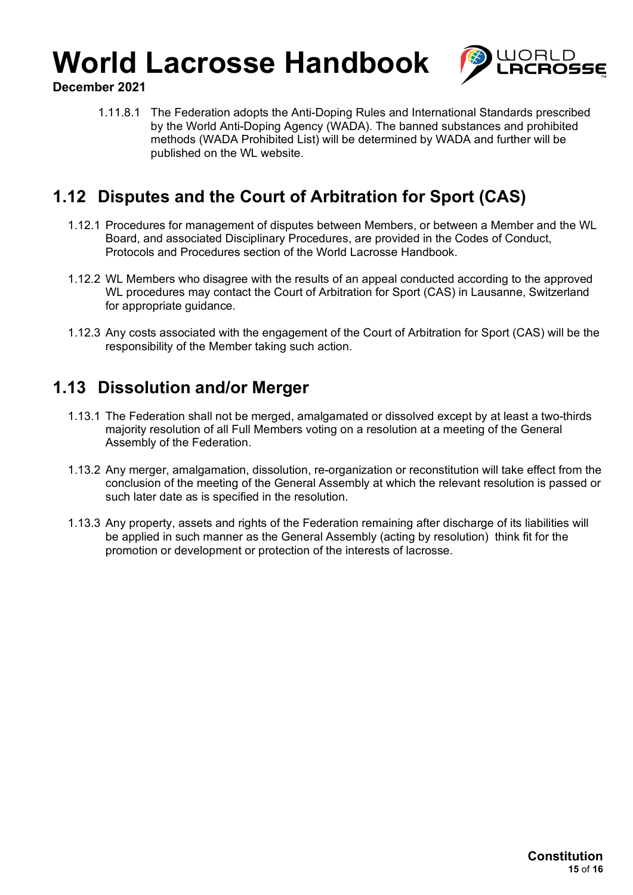1.11.8.1 The Federation adopts the Anti-Doping Rules and International Standards prescribed by the World Anti-Doping Agency (WADA). The banned substances and prohibited methods (WADA Prohibited List) will be determined by WADA and further will be published on the WL website.

## 1.12 Disputes and the Court of Arbitration for Sport (CAS)

1.12.1 Procedures for management of disputes between Members, or between a Member and the WL Board, and associated Disciplinary Procedures, are provided in the Codes of Conduct, Protocols and Procedures section of the World Lacrosse Handbook.

1.12.2 WL Members who disagree with the results of an appeal conducted according to the approved WL procedures may contact the Court of Arbitration for Sport (CAS) in Lausanne, Switzerland for appropriate guidance.

1.12.3 Any costs associated with the engagement of the Court of Arbitration for Sport (CAS) will be the responsibility of the Member taking such action.

## 1.13 Dissolution and/or Merger

1.13.1 The Federation shall not be merged, amalgamated or dissolved except by at least a two-thirds majority resolution of all Full Members voting on a resolution at a meeting of the General Assembly of the Federation.

1.13.2 Any merger, amalgamation, dissolution, re-organization or reconstitution will take effect from the conclusion of the meeting of the General Assembly at which the relevant resolution is passed or such later date as is specified in the resolution.

1.13.3 Any property, assets and rights of the Federation remaining after discharge of its liabilities will be applied in such manner as the General Assembly (acting by resolution) think fit for the promotion or development or protection of the interests of lacrosse.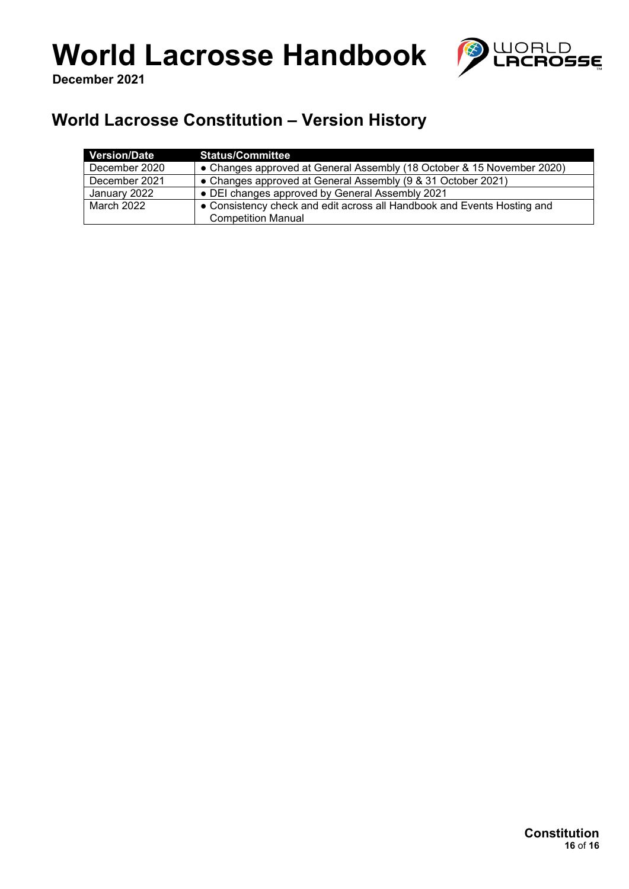## World Lacrosse Constitution – Version History

| Version/Date | Status/Committee |
|---|---|
| December 2020 | • Changes approved at General Assembly (18 October & 15 November 2020) |
| December 2021 | • Changes approved at General Assembly (9 & 31 October 2021) |
| January 2022 | • DEI changes approved by General Assembly 2021 |
| March 2022 | • Consistency check and edit across all Handbook and Events Hosting and Competition Manual |